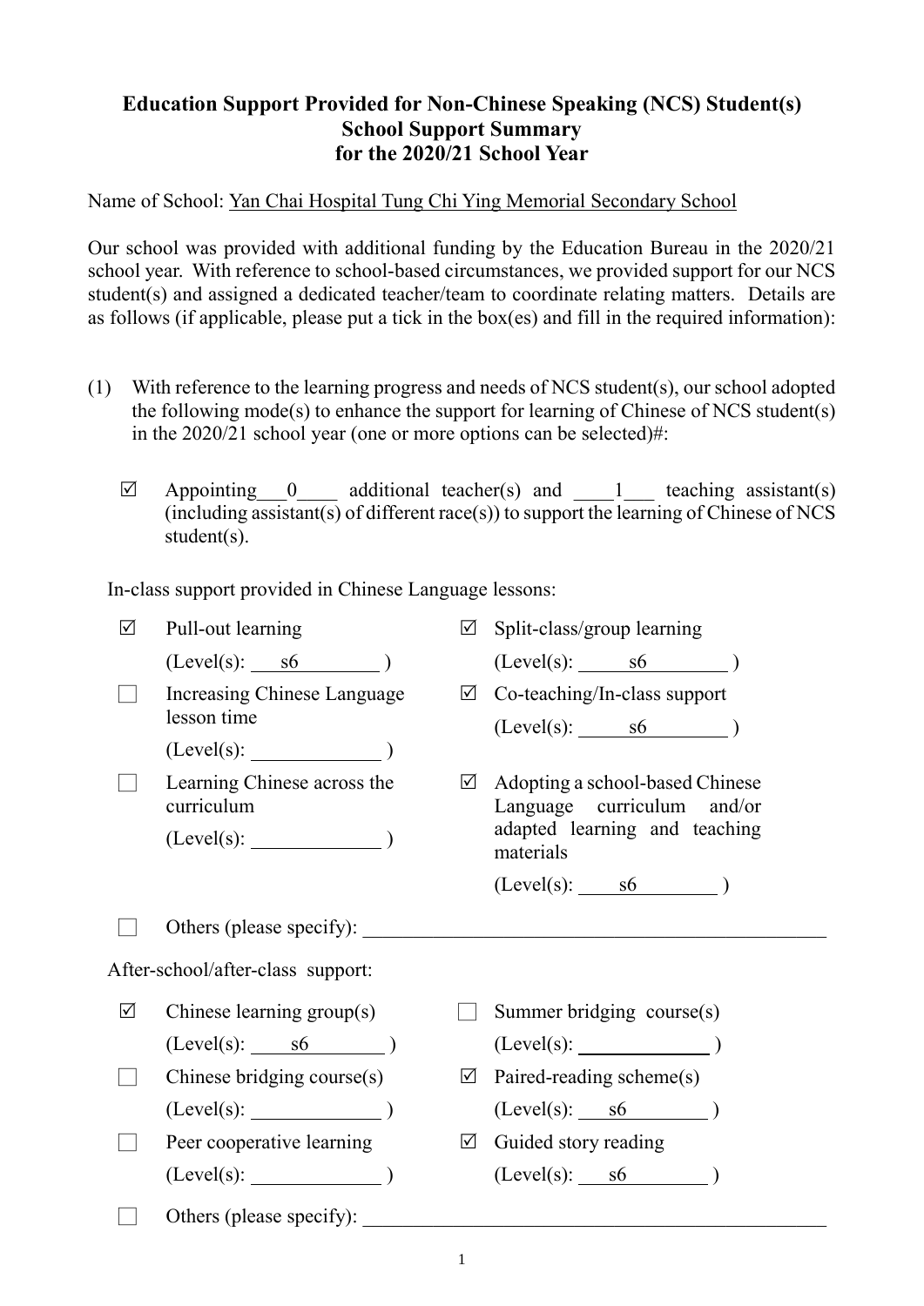# Education Support Provided for Non-Chinese Speaking (NCS) Student(s)
## School Support Summary
## for the 2020/21 School Year

Name of School: Yan Chai Hospital Tung Chi Ying Memorial Secondary School

Our school was provided with additional funding by the Education Bureau in the 2020/21 school year. With reference to school-based circumstances, we provided support for our NCS student(s) and assigned a dedicated teacher/team to coordinate relating matters. Details are as follows (if applicable, please put a tick in the box(es) and fill in the required information):

(1) With reference to the learning progress and needs of NCS student(s), our school adopted the following mode(s) to enhance the support for learning of Chinese of NCS student(s) in the 2020/21 school year (one or more options can be selected)#:

☑ Appointing 0 additional teacher(s) and 1 teaching assistant(s) (including assistant(s) of different race(s)) to support the learning of Chinese of NCS student(s).

In-class support provided in Chinese Language lessons:

- ☑ Pull-out learning (Level(s): s6 )
- ☑ Split-class/group learning (Level(s): s6 )
- ☐ Increasing Chinese Language lesson time (Level(s): )
- ☑ Co-teaching/In-class support (Level(s): s6 )
- ☐ Learning Chinese across the curriculum (Level(s): )
- ☑ Adopting a school-based Chinese Language curriculum and/or adapted learning and teaching materials (Level(s): s6 )
- ☐ Others (please specify):

After-school/after-class support:

- ☑ Chinese learning group(s) (Level(s): s6 )
- ☐ Summer bridging course(s) (Level(s): )
- ☐ Chinese bridging course(s) (Level(s): )
- ☑ Paired-reading scheme(s) (Level(s): s6 )
- ☐ Peer cooperative learning (Level(s): )
- ☑ Guided story reading (Level(s): s6 )
- ☐ Others (please specify):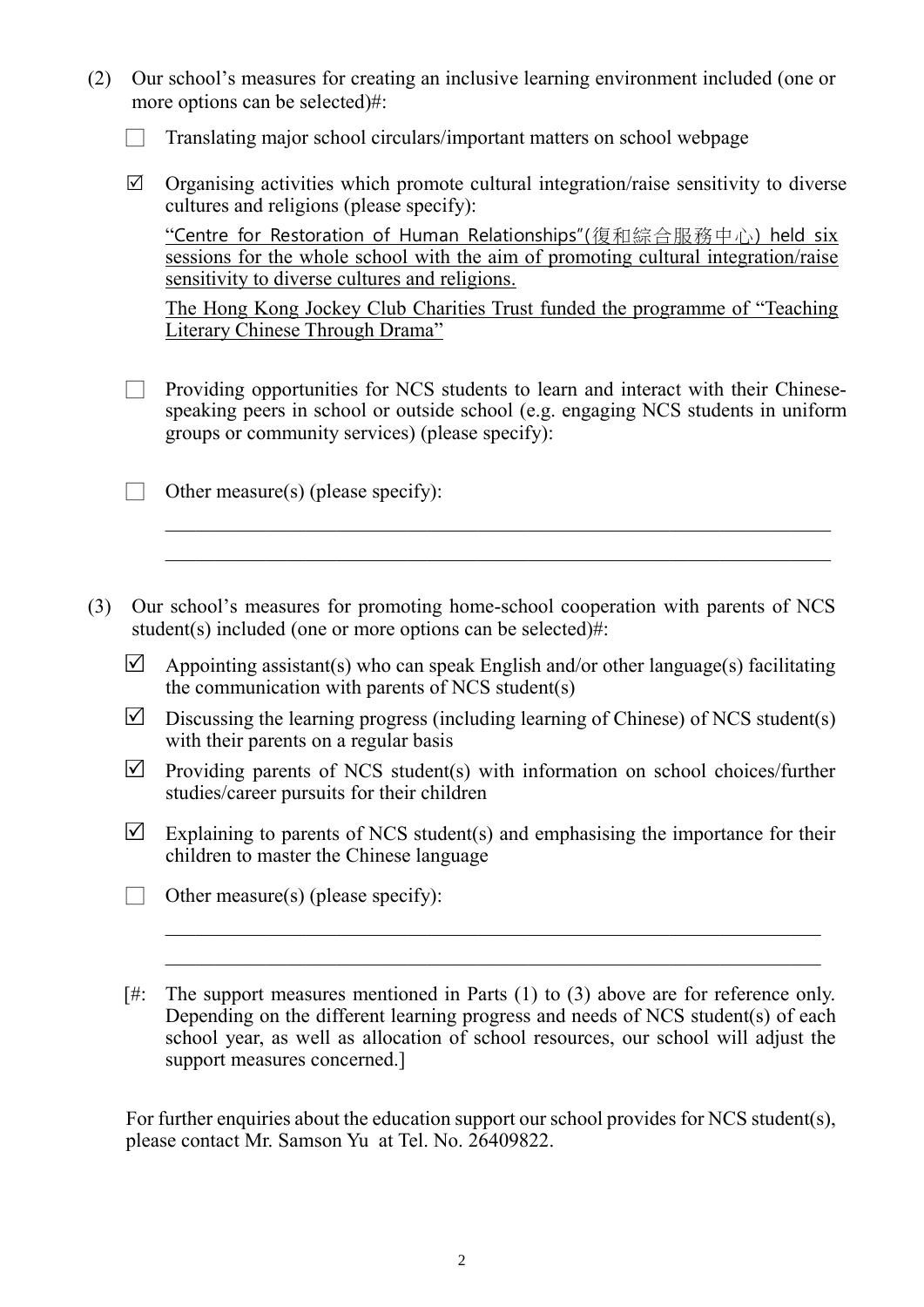(2) Our school's measures for creating an inclusive learning environment included (one or more options can be selected)#:

- ☐ Translating major school circulars/important matters on school webpage
- ☑ Organising activities which promote cultural integration/raise sensitivity to diverse cultures and religions (please specify):

  "Centre for Restoration of Human Relationships"(復和綜合服務中心) held six sessions for the whole school with the aim of promoting cultural integration/raise sensitivity to diverse cultures and religions.

  The Hong Kong Jockey Club Charities Trust funded the programme of "Teaching Literary Chinese Through Drama"

- ☐ Providing opportunities for NCS students to learn and interact with their Chinese-speaking peers in school or outside school (e.g. engaging NCS students in uniform groups or community services) (please specify):
- ☐ Other measure(s) (please specify):

  ______________________________________________

  ______________________________________________

(3) Our school's measures for promoting home-school cooperation with parents of NCS student(s) included (one or more options can be selected)#:

- ☑ Appointing assistant(s) who can speak English and/or other language(s) facilitating the communication with parents of NCS student(s)
- ☑ Discussing the learning progress (including learning of Chinese) of NCS student(s) with their parents on a regular basis
- ☑ Providing parents of NCS student(s) with information on school choices/further studies/career pursuits for their children
- ☑ Explaining to parents of NCS student(s) and emphasising the importance for their children to master the Chinese language
- ☐ Other measure(s) (please specify):

  ______________________________________________

  ______________________________________________

[#: The support measures mentioned in Parts (1) to (3) above are for reference only. Depending on the different learning progress and needs of NCS student(s) of each school year, as well as allocation of school resources, our school will adjust the support measures concerned.]

For further enquiries about the education support our school provides for NCS student(s), please contact Mr. Samson Yu at Tel. No. 26409822.